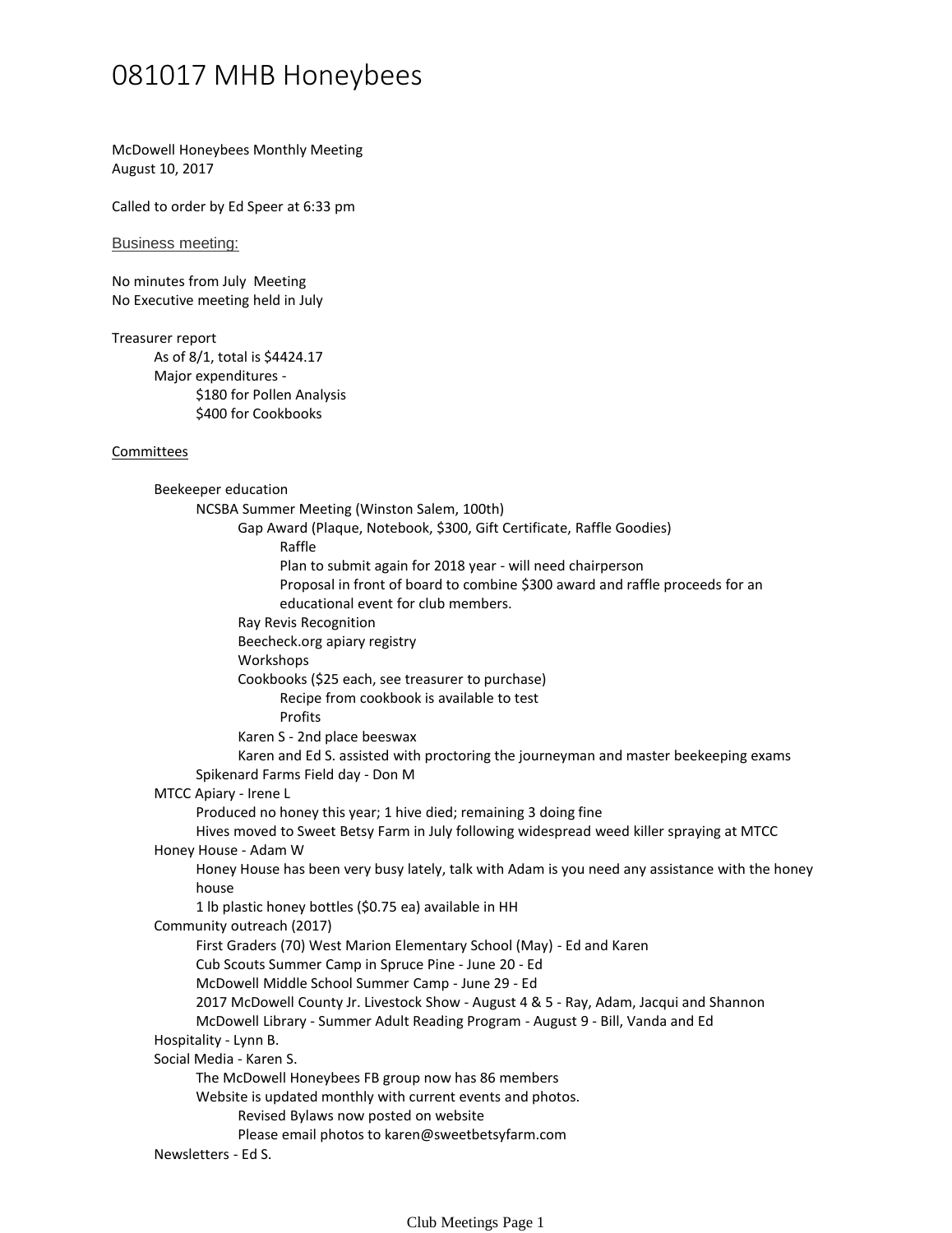# 081017 MHB Honeybees

McDowell Honeybees Monthly Meeting
August 10, 2017

Called to order by Ed Speer at 6:33 pm

Business meeting:

No minutes from July Meeting
No Executive meeting held in July

Treasurer report
- As of 8/1, total is $4424.17
- Major expenditures -
  - $180 for Pollen Analysis
  - $400 for Cookbooks

Committees

- Beekeeper education
  - NCSBA Summer Meeting (Winston Salem, 100th)
    - Gap Award (Plaque, Notebook, $300, Gift Certificate, Raffle Goodies)
      - Raffle
      - Plan to submit again for 2018 year - will need chairperson
      - Proposal in front of board to combine $300 award and raffle proceeds for an educational event for club members.
    - Ray Revis Recognition
    - Beecheck.org apiary registry
    - Workshops
    - Cookbooks ($25 each, see treasurer to purchase)
      - Recipe from cookbook is available to test
      - Profits
    - Karen S - 2nd place beeswax
    - Karen and Ed S. assisted with proctoring the journeyman and master beekeeping exams
  - Spikenard Farms Field day - Don M
- MTCC Apiary - Irene L
  - Produced no honey this year; 1 hive died; remaining 3 doing fine
  - Hives moved to Sweet Betsy Farm in July following widespread weed killer spraying at MTCC
- Honey House - Adam W
  - Honey House has been very busy lately, talk with Adam is you need any assistance with the honey house
  - 1 lb plastic honey bottles ($0.75 ea) available in HH
- Community outreach (2017)
  - First Graders (70) West Marion Elementary School (May) - Ed and Karen
  - Cub Scouts Summer Camp in Spruce Pine - June 20 - Ed
  - McDowell Middle School Summer Camp - June 29 - Ed
  - 2017 McDowell County Jr. Livestock Show - August 4 & 5 - Ray, Adam, Jacqui and Shannon
  - McDowell Library - Summer Adult Reading Program - August 9 - Bill, Vanda and Ed
- Hospitality - Lynn B.
- Social Media - Karen S.
  - The McDowell Honeybees FB group now has 86 members
  - Website is updated monthly with current events and photos.
    - Revised Bylaws now posted on website
    - Please email photos to karen@sweetbetsyfarm.com
- Newsletters - Ed S.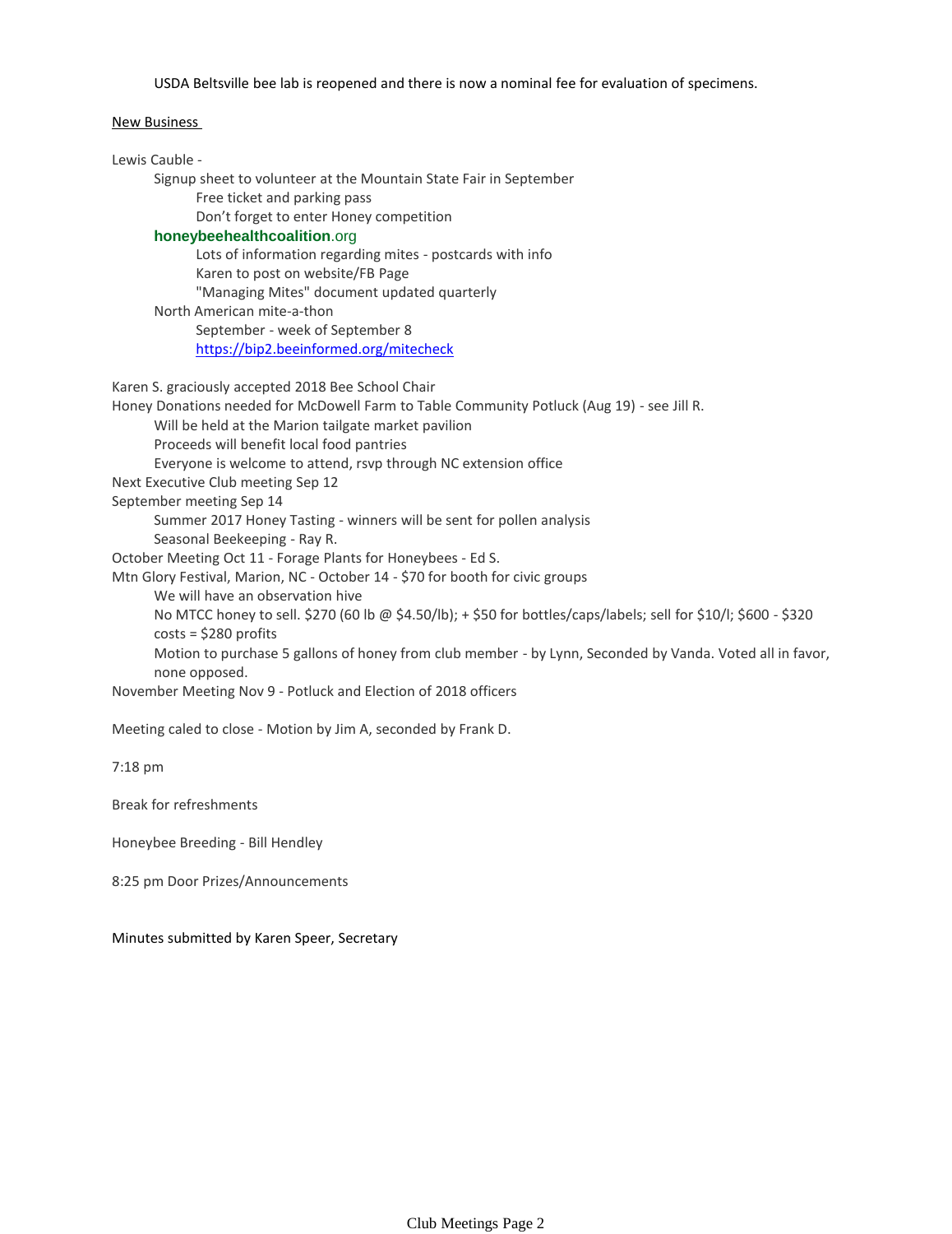USDA Beltsville bee lab is reopened and there is now a nominal fee for evaluation of specimens.

New Business

Lewis Cauble -

- Signup sheet to volunteer at the Mountain State Fair in September
  - Free ticket and parking pass
  - Don't forget to enter Honey competition
- **honeybeehealthcoalition**.org
  - Lots of information regarding mites - postcards with info
  - Karen to post on website/FB Page
  - "Managing Mites" document updated quarterly
- North American mite-a-thon
  - September - week of September 8
  - https://bip2.beeinformed.org/mitecheck

Karen S. graciously accepted 2018 Bee School Chair

Honey Donations needed for McDowell Farm to Table Community Potluck (Aug 19) - see Jill R.

- Will be held at the Marion tailgate market pavilion
- Proceeds will benefit local food pantries
- Everyone is welcome to attend, rsvp through NC extension office

Next Executive Club meeting Sep 12

September meeting Sep 14

- Summer 2017 Honey Tasting - winners will be sent for pollen analysis
- Seasonal Beekeeping - Ray R.

October Meeting Oct 11 - Forage Plants for Honeybees - Ed S.

Mtn Glory Festival, Marion, NC - October 14 - $70 for booth for civic groups

- We will have an observation hive
- No MTCC honey to sell. $270 (60 lb @ $4.50/lb); + $50 for bottles/caps/labels; sell for $10/l; $600 - $320 costs = $280 profits
- Motion to purchase 5 gallons of honey from club member - by Lynn, Seconded by Vanda. Voted all in favor, none opposed.

November Meeting Nov 9 - Potluck and Election of 2018 officers

Meeting caled to close - Motion by Jim A, seconded by Frank D.

7:18 pm

Break for refreshments

Honeybee Breeding - Bill Hendley

8:25 pm Door Prizes/Announcements

Minutes submitted by Karen Speer, Secretary